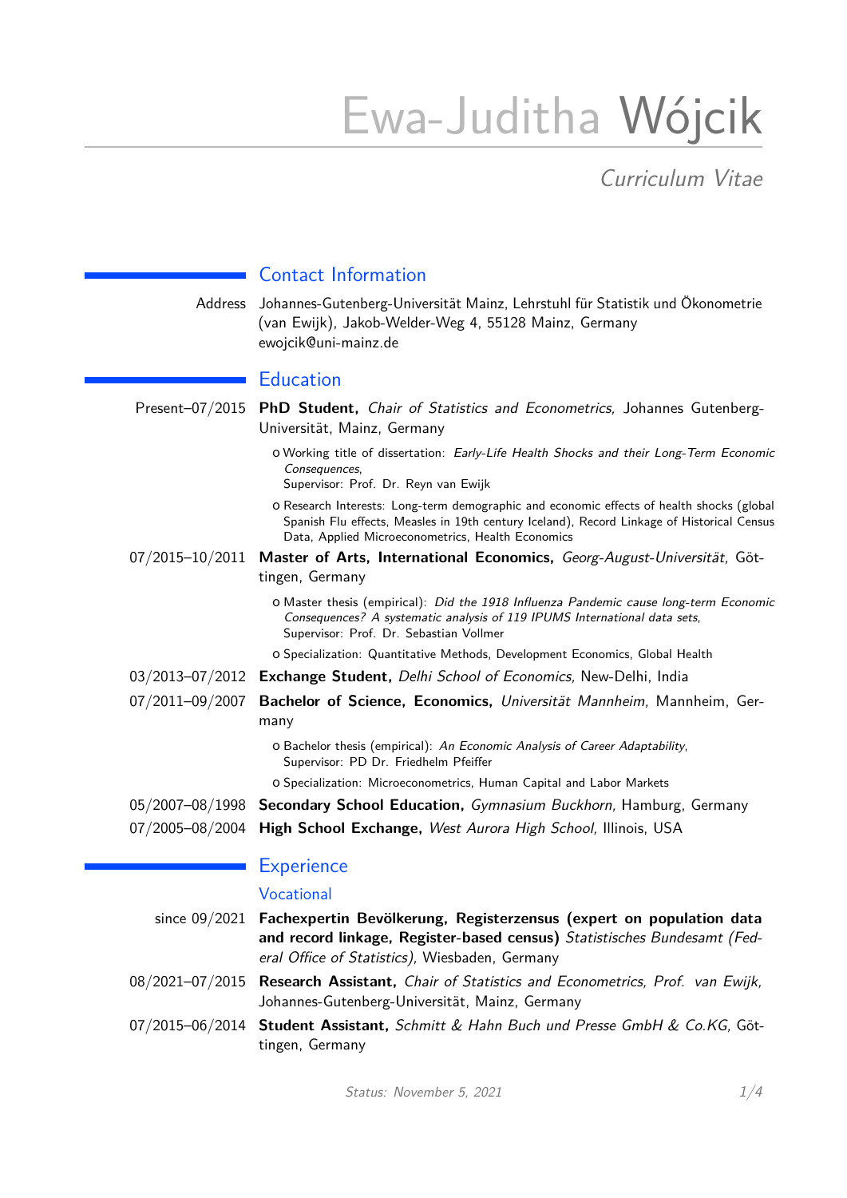# Ewa-Juditha Wójcik

*Curriculum Vitae*

## Contact Information

Address Johannes-Gutenberg-Universität Mainz, Lehrstuhl für Statistik und Ökonometrie (van Ewijk), Jakob-Welder-Weg 4, 55128 Mainz, Germany
ewojcik@uni-mainz.de

## Education

Present–07/2015 **PhD Student,** *Chair of Statistics and Econometrics,* Johannes Gutenberg-Universität, Mainz, Germany

- Working title of dissertation: *Early-Life Health Shocks and their Long-Term Economic Consequences*,
  Supervisor: Prof. Dr. Reyn van Ewijk
- Research Interests: Long-term demographic and economic effects of health shocks (global Spanish Flu effects, Measles in 19th century Iceland), Record Linkage of Historical Census Data, Applied Microeconometrics, Health Economics

07/2015–10/2011 **Master of Arts, International Economics,** *Georg-August-Universität,* Göttingen, Germany

- Master thesis (empirical): *Did the 1918 Influenza Pandemic cause long-term Economic Consequences? A systematic analysis of 119 IPUMS International data sets*,
  Supervisor: Prof. Dr. Sebastian Vollmer
- Specialization: Quantitative Methods, Development Economics, Global Health

03/2013–07/2012 **Exchange Student,** *Delhi School of Economics,* New-Delhi, India

07/2011–09/2007 **Bachelor of Science, Economics,** *Universität Mannheim,* Mannheim, Germany

- Bachelor thesis (empirical): *An Economic Analysis of Career Adaptability*,
  Supervisor: PD Dr. Friedhelm Pfeiffer
- Specialization: Microeconometrics, Human Capital and Labor Markets

05/2007–08/1998 **Secondary School Education,** *Gymnasium Buckhorn,* Hamburg, Germany

07/2005–08/2004 **High School Exchange,** *West Aurora High School,* Illinois, USA

## Experience

### Vocational

since 09/2021 **Fachexpertin Bevölkerung, Registerzensus (expert on population data and record linkage, Register-based census)** *Statistisches Bundesamt (Federal Office of Statistics),* Wiesbaden, Germany

08/2021–07/2015 **Research Assistant,** *Chair of Statistics and Econometrics, Prof. van Ewijk,* Johannes-Gutenberg-Universität, Mainz, Germany

07/2015–06/2014 **Student Assistant,** *Schmitt & Hahn Buch und Presse GmbH & Co.KG,* Göttingen, Germany

Status: November 5, 2021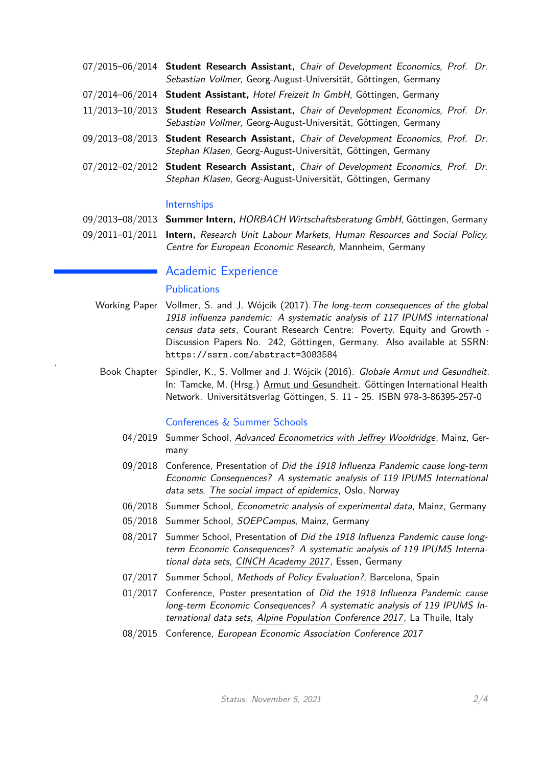07/2015–06/2014 **Student Research Assistant,** *Chair of Development Economics, Prof. Dr. Sebastian Vollmer,* Georg-August-Universität, Göttingen, Germany

07/2014–06/2014 **Student Assistant,** *Hotel Freizeit In GmbH,* Göttingen, Germany

11/2013–10/2013 **Student Research Assistant,** *Chair of Development Economics, Prof. Dr. Sebastian Vollmer,* Georg-August-Universität, Göttingen, Germany

09/2013–08/2013 **Student Research Assistant,** *Chair of Development Economics, Prof. Dr. Stephan Klasen,* Georg-August-Universität, Göttingen, Germany

07/2012–02/2012 **Student Research Assistant,** *Chair of Development Economics, Prof. Dr. Stephan Klasen,* Georg-August-Universität, Göttingen, Germany

### Internships

09/2013–08/2013 **Summer Intern,** *HORBACH Wirtschaftsberatung GmbH,* Göttingen, Germany

09/2011–01/2011 **Intern,** *Research Unit Labour Markets, Human Resources and Social Policy, Centre for European Economic Research,* Mannheim, Germany

## Academic Experience

### Publications

Working Paper Vollmer, S. and J. Wójcik (2017). *The long-term consequences of the global 1918 influenza pandemic: A systematic analysis of 117 IPUMS international census data sets*, Courant Research Centre: Poverty, Equity and Growth - Discussion Papers No. 242, Göttingen, Germany. Also available at SSRN: `https://ssrn.com/abstract=3083584`

Book Chapter Spindler, K., S. Vollmer and J. Wójcik (2016). *Globale Armut und Gesundheit*. In: Tamcke, M. (Hrsg.) Armut und Gesundheit. Göttingen International Health Network. Universitätsverlag Göttingen, S. 11 - 25. ISBN 978-3-86395-257-0

### Conferences & Summer Schools

04/2019 Summer School, *Advanced Econometrics with Jeffrey Wooldridge*, Mainz, Germany

09/2018 Conference, Presentation of *Did the 1918 Influenza Pandemic cause long-term Economic Consequences? A systematic analysis of 119 IPUMS International data sets*, The social impact of epidemics, Oslo, Norway

06/2018 Summer School, *Econometric analysis of experimental data*, Mainz, Germany

05/2018 Summer School, *SOEPCampus*, Mainz, Germany

08/2017 Summer School, Presentation of *Did the 1918 Influenza Pandemic cause long-term Economic Consequences? A systematic analysis of 119 IPUMS International data sets*, CINCH Academy 2017, Essen, Germany

07/2017 Summer School, *Methods of Policy Evaluation?*, Barcelona, Spain

01/2017 Conference, Poster presentation of *Did the 1918 Influenza Pandemic cause long-term Economic Consequences? A systematic analysis of 119 IPUMS International data sets*, Alpine Population Conference 2017, La Thuile, Italy

08/2015 Conference, *European Economic Association Conference 2017*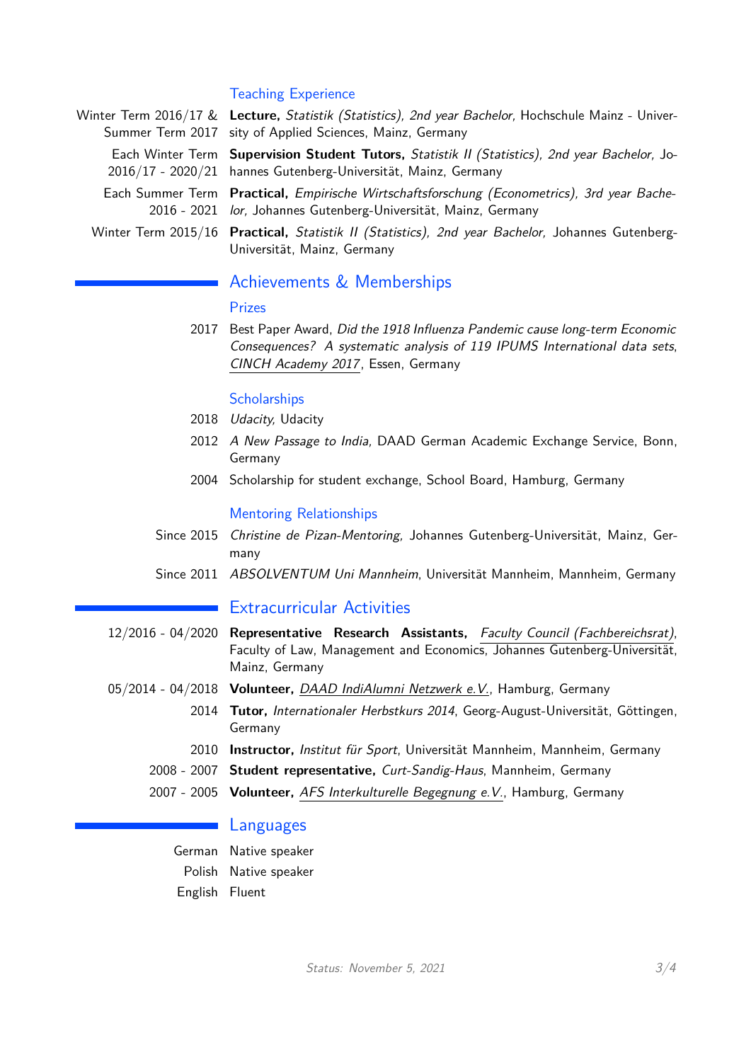### Teaching Experience

**Winter Term 2016/17 & Summer Term 2017** — **Lecture,** *Statistik (Statistics), 2nd year Bachelor,* Hochschule Mainz - University of Applied Sciences, Mainz, Germany

**Each Winter Term 2016/17 - 2020/21** — **Supervision Student Tutors,** *Statistik II (Statistics), 2nd year Bachelor,* Johannes Gutenberg-Universität, Mainz, Germany

**Each Summer Term 2016 - 2021** — **Practical,** *Empirische Wirtschaftsforschung (Econometrics), 3rd year Bachelor,* Johannes Gutenberg-Universität, Mainz, Germany

**Winter Term 2015/16** — **Practical,** *Statistik II (Statistics), 2nd year Bachelor,* Johannes Gutenberg-Universität, Mainz, Germany

## Achievements & Memberships

### Prizes

2017 — Best Paper Award, *Did the 1918 Influenza Pandemic cause long-term Economic Consequences? A systematic analysis of 119 IPUMS International data sets*, *CINCH Academy 2017*, Essen, Germany

### Scholarships

2018 — *Udacity,* Udacity

2012 — *A New Passage to India,* DAAD German Academic Exchange Service, Bonn, Germany

2004 — Scholarship for student exchange, School Board, Hamburg, Germany

### Mentoring Relationships

Since 2015 — *Christine de Pizan-Mentoring,* Johannes Gutenberg-Universität, Mainz, Germany

Since 2011 — *ABSOLVENTUM Uni Mannheim*, Universität Mannheim, Mannheim, Germany

## Extracurricular Activities

12/2016 - 04/2020 — **Representative Research Assistants,** *Faculty Council (Fachbereichsrat)*, Faculty of Law, Management and Economics, Johannes Gutenberg-Universität, Mainz, Germany

05/2014 - 04/2018 — **Volunteer,** *DAAD IndiAlumni Netzwerk e.V.*, Hamburg, Germany

2014 — **Tutor,** *Internationaler Herbstkurs 2014*, Georg-August-Universität, Göttingen, Germany

2010 — **Instructor,** *Institut für Sport*, Universität Mannheim, Mannheim, Germany

2008 - 2007 — **Student representative,** *Curt-Sandig-Haus*, Mannheim, Germany

2007 - 2005 — **Volunteer,** *AFS Interkulturelle Begegnung e.V.*, Hamburg, Germany

## Languages

German — Native speaker

Polish — Native speaker

English — Fluent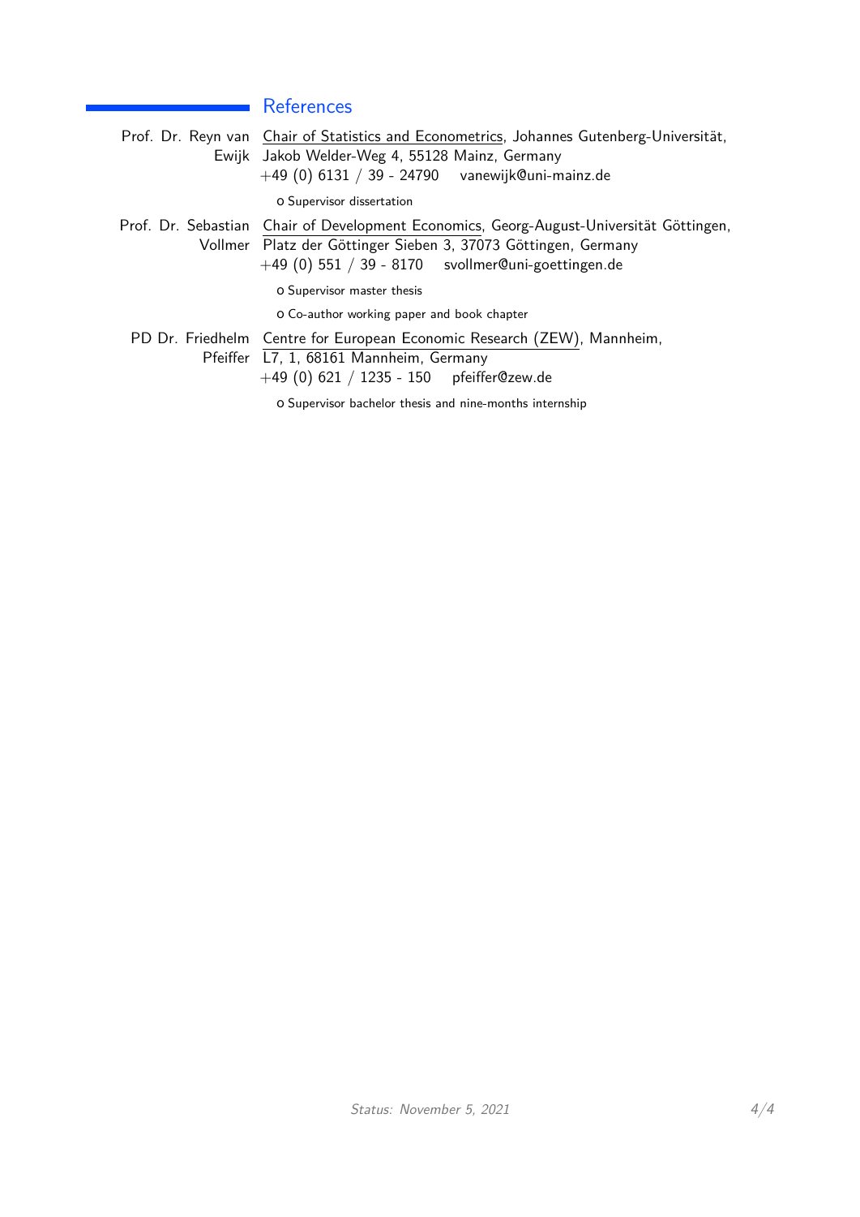## References

**Prof. Dr. Reyn van Ewijk**
Chair of Statistics and Econometrics, Johannes Gutenberg-Universität, Jakob Welder-Weg 4, 55128 Mainz, Germany
+49 (0) 6131 / 39 - 24790 vanewijk@uni-mainz.de

- Supervisor dissertation

**Prof. Dr. Sebastian Vollmer**
Chair of Development Economics, Georg-August-Universität Göttingen, Platz der Göttinger Sieben 3, 37073 Göttingen, Germany
+49 (0) 551 / 39 - 8170 svollmer@uni-goettingen.de

- Supervisor master thesis
- Co-author working paper and book chapter

**PD Dr. Friedhelm Pfeiffer**
Centre for European Economic Research (ZEW), Mannheim, L7, 1, 68161 Mannheim, Germany
+49 (0) 621 / 1235 - 150 pfeiffer@zew.de

- Supervisor bachelor thesis and nine-months internship

*Status: November 5, 2021*